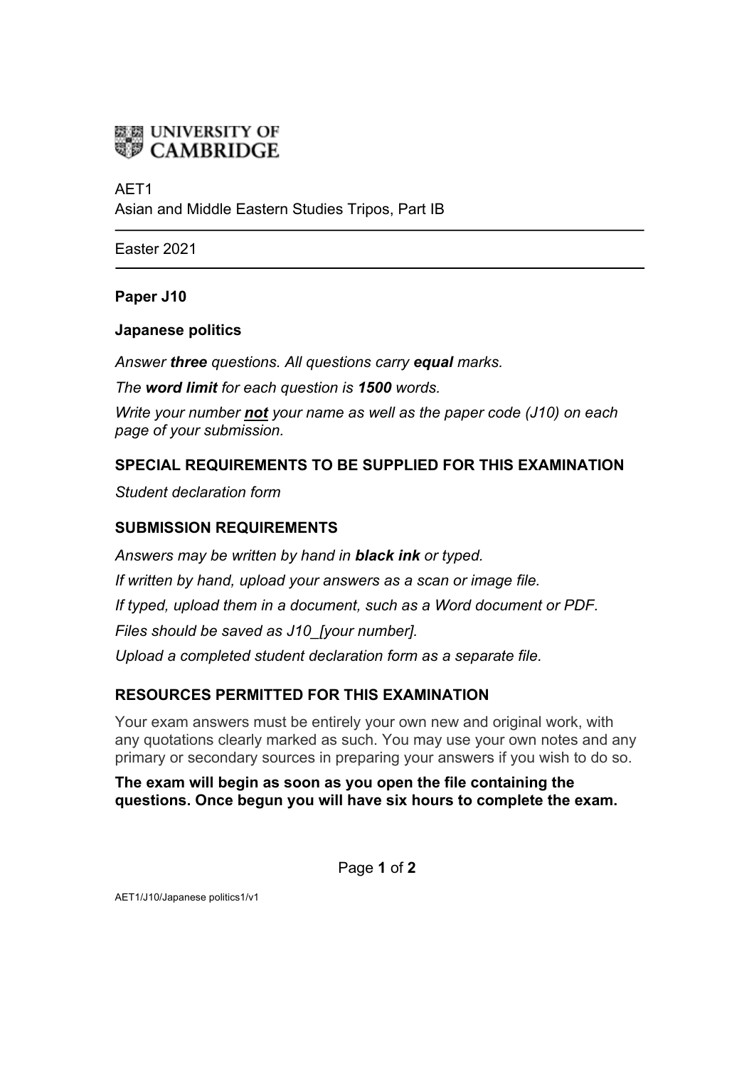UNIVERSITY OF CAMBRIDGE

AET1
Asian and Middle Eastern Studies Tripos, Part IB

---

Easter 2021

---

**Paper J10**

**Japanese politics**

*Answer **three** questions. All questions carry **equal** marks.*

*The **word limit** for each question is **1500** words.*

*Write your number **not** your name as well as the paper code (J10) on each page of your submission.*

## SPECIAL REQUIREMENTS TO BE SUPPLIED FOR THIS EXAMINATION

*Student declaration form*

## SUBMISSION REQUIREMENTS

*Answers may be written by hand in **black ink** or typed.*

*If written by hand, upload your answers as a scan or image file.*

*If typed, upload them in a document, such as a Word document or PDF.*

*Files should be saved as J10_[your number].*

*Upload a completed student declaration form as a separate file.*

## RESOURCES PERMITTED FOR THIS EXAMINATION

Your exam answers must be entirely your own new and original work, with any quotations clearly marked as such. You may use your own notes and any primary or secondary sources in preparing your answers if you wish to do so.

**The exam will begin as soon as you open the file containing the questions. Once begun you will have six hours to complete the exam.**

AET1/J10/Japanese politics1/v1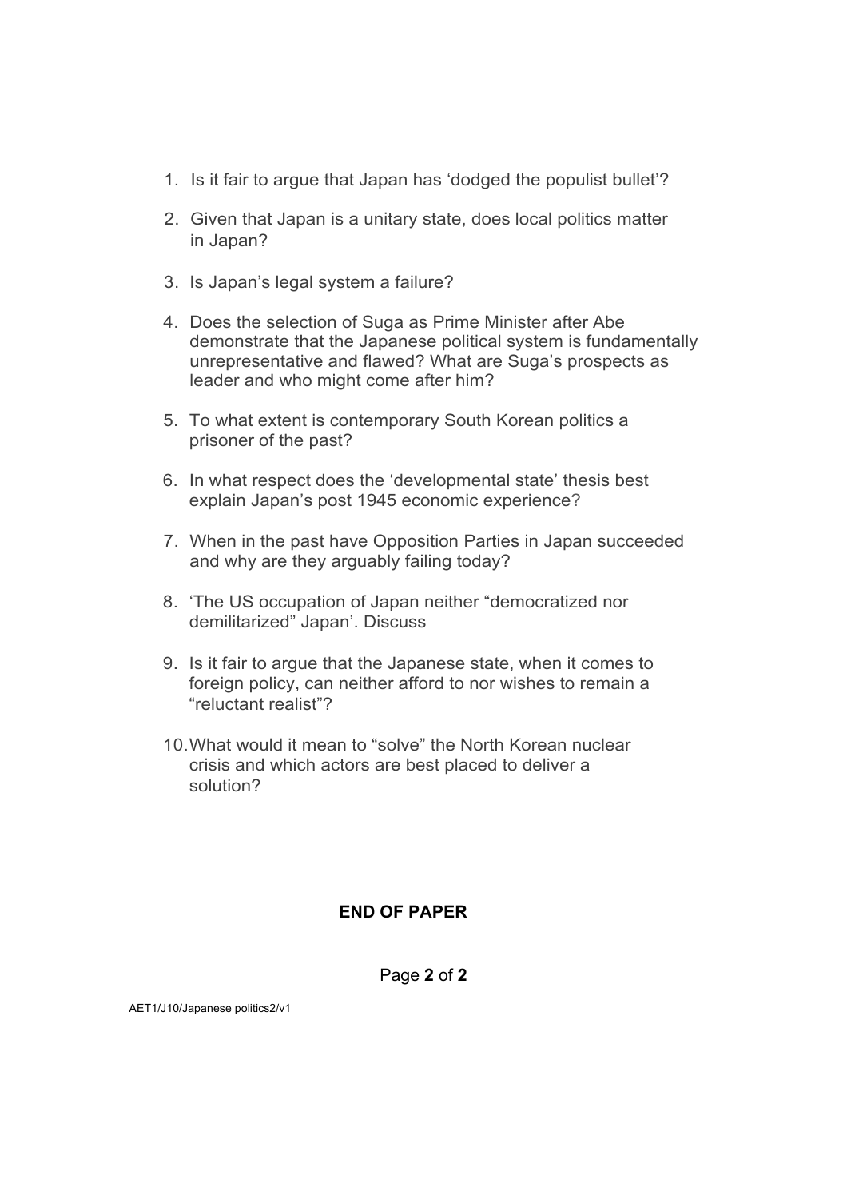1. Is it fair to argue that Japan has ‘dodged the populist bullet’?

2. Given that Japan is a unitary state, does local politics matter in Japan?

3. Is Japan’s legal system a failure?

4. Does the selection of Suga as Prime Minister after Abe demonstrate that the Japanese political system is fundamentally unrepresentative and flawed? What are Suga’s prospects as leader and who might come after him?

5. To what extent is contemporary South Korean politics a prisoner of the past?

6. In what respect does the ‘developmental state’ thesis best explain Japan’s post 1945 economic experience?

7. When in the past have Opposition Parties in Japan succeeded and why are they arguably failing today?

8. ‘The US occupation of Japan neither “democratized nor demilitarized” Japan’. Discuss

9. Is it fair to argue that the Japanese state, when it comes to foreign policy, can neither afford to nor wishes to remain a “reluctant realist”?

10. What would it mean to “solve” the North Korean nuclear crisis and which actors are best placed to deliver a solution?

**END OF PAPER**

AET1/J10/Japanese politics2/v1